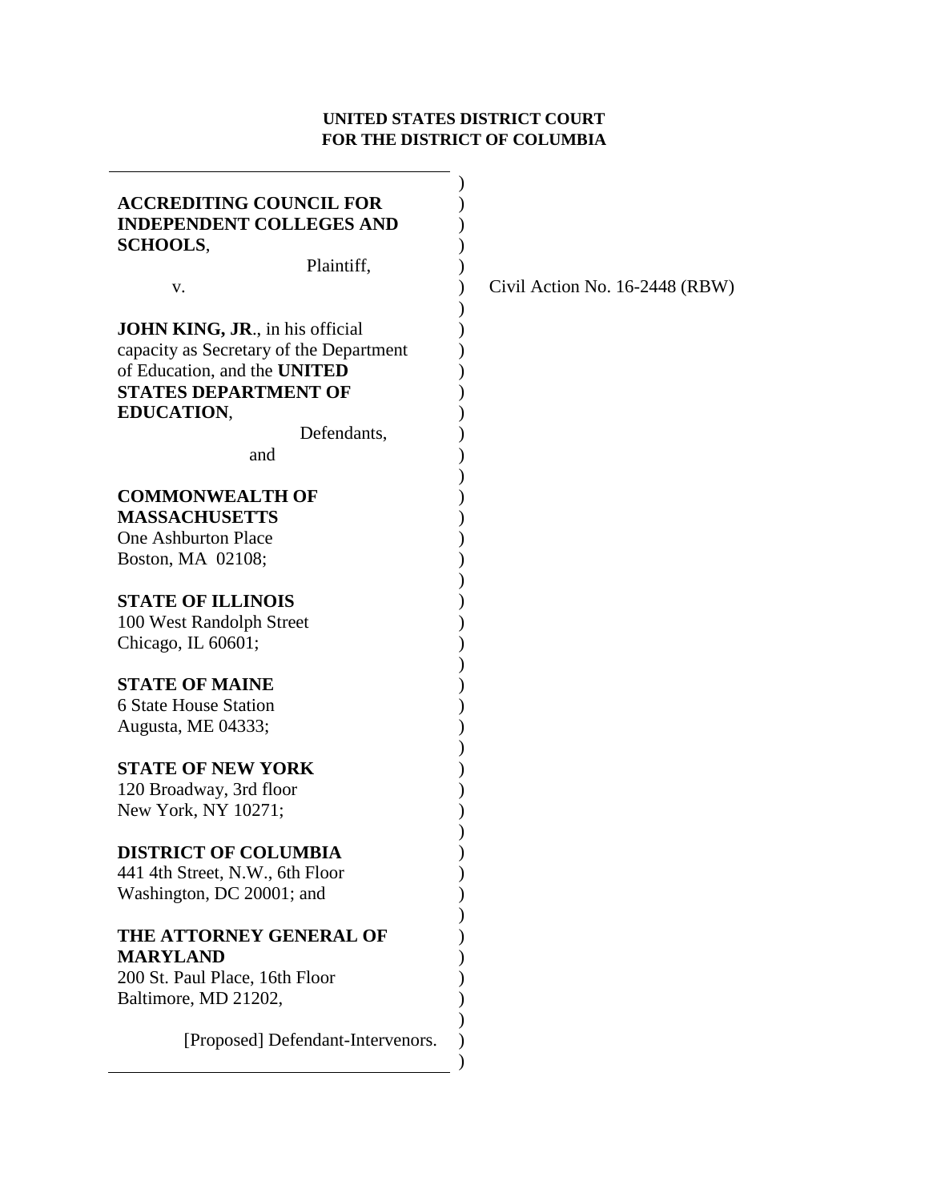**UNITED STATES DISTRICT COURT**
**FOR THE DISTRICT OF COLUMBIA**

**ACCREDITING COUNCIL FOR INDEPENDENT COLLEGES AND SCHOOLS**,

Plaintiff,

v.

**JOHN KING, JR**., in his official capacity as Secretary of the Department of Education, and the **UNITED STATES DEPARTMENT OF EDUCATION**,

Defendants,

and

**COMMONWEALTH OF MASSACHUSETTS**
One Ashburton Place
Boston, MA 02108;

**STATE OF ILLINOIS**
100 West Randolph Street
Chicago, IL 60601;

**STATE OF MAINE**
6 State House Station
Augusta, ME 04333;

**STATE OF NEW YORK**
120 Broadway, 3rd floor
New York, NY 10271;

**DISTRICT OF COLUMBIA**
441 4th Street, N.W., 6th Floor
Washington, DC 20001; and

**THE ATTORNEY GENERAL OF MARYLAND**
200 St. Paul Place, 16th Floor
Baltimore, MD 21202,

[Proposed] Defendant-Intervenors.

Civil Action No. 16-2448 (RBW)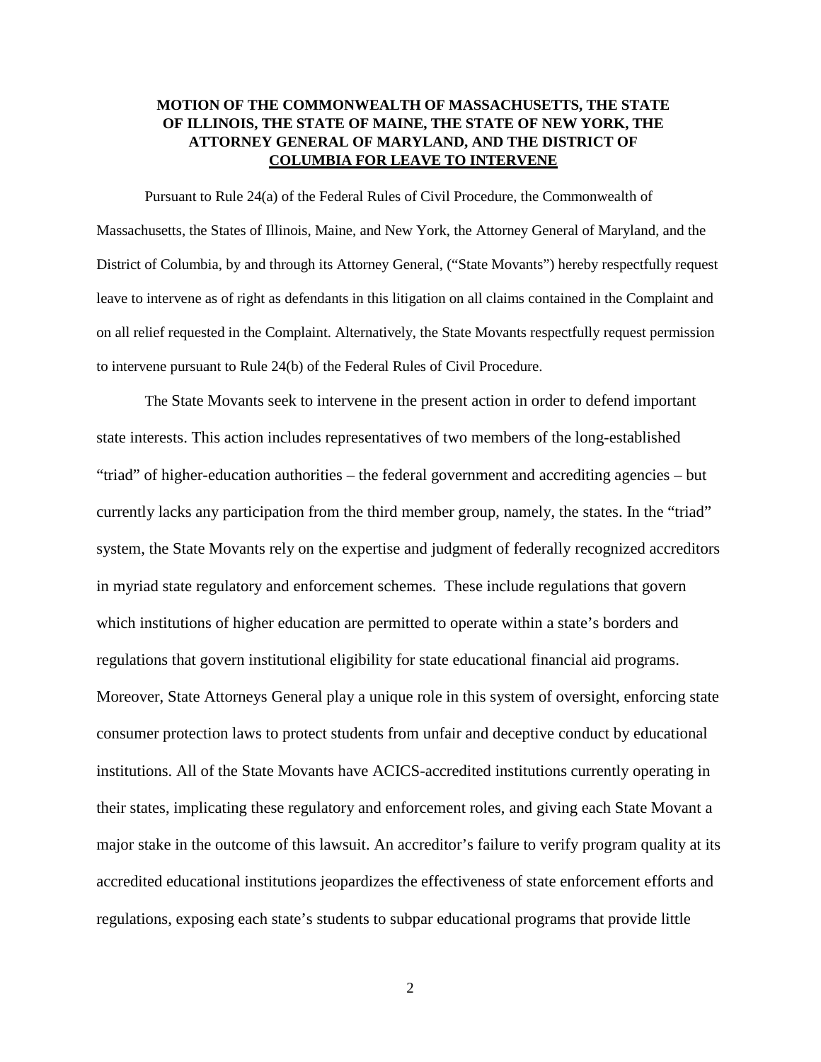**MOTION OF THE COMMONWEALTH OF MASSACHUSETTS, THE STATE OF ILLINOIS, THE STATE OF MAINE, THE STATE OF NEW YORK, THE ATTORNEY GENERAL OF MARYLAND, AND THE DISTRICT OF COLUMBIA FOR LEAVE TO INTERVENE**

Pursuant to Rule 24(a) of the Federal Rules of Civil Procedure, the Commonwealth of Massachusetts, the States of Illinois, Maine, and New York, the Attorney General of Maryland, and the District of Columbia, by and through its Attorney General, ("State Movants") hereby respectfully request leave to intervene as of right as defendants in this litigation on all claims contained in the Complaint and on all relief requested in the Complaint. Alternatively, the State Movants respectfully request permission to intervene pursuant to Rule 24(b) of the Federal Rules of Civil Procedure.

The State Movants seek to intervene in the present action in order to defend important state interests. This action includes representatives of two members of the long-established "triad" of higher-education authorities – the federal government and accrediting agencies – but currently lacks any participation from the third member group, namely, the states. In the "triad" system, the State Movants rely on the expertise and judgment of federally recognized accreditors in myriad state regulatory and enforcement schemes. These include regulations that govern which institutions of higher education are permitted to operate within a state's borders and regulations that govern institutional eligibility for state educational financial aid programs. Moreover, State Attorneys General play a unique role in this system of oversight, enforcing state consumer protection laws to protect students from unfair and deceptive conduct by educational institutions. All of the State Movants have ACICS-accredited institutions currently operating in their states, implicating these regulatory and enforcement roles, and giving each State Movant a major stake in the outcome of this lawsuit. An accreditor's failure to verify program quality at its accredited educational institutions jeopardizes the effectiveness of state enforcement efforts and regulations, exposing each state's students to subpar educational programs that provide little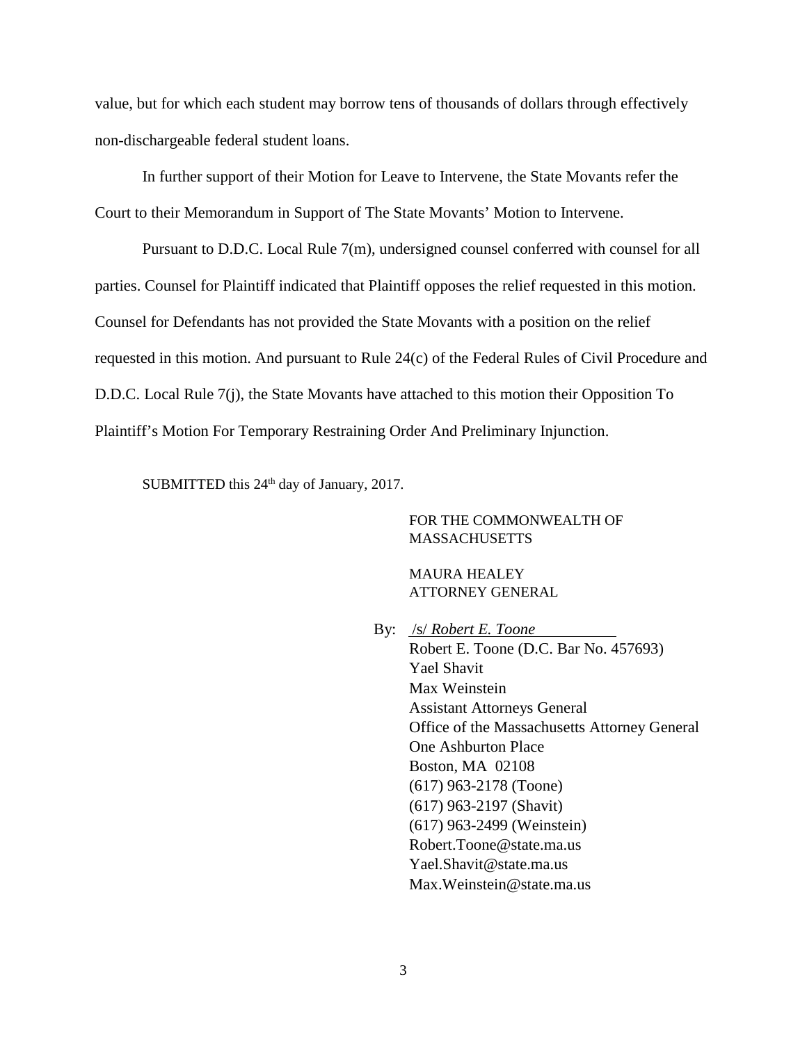value, but for which each student may borrow tens of thousands of dollars through effectively non-dischargeable federal student loans.

In further support of their Motion for Leave to Intervene, the State Movants refer the Court to their Memorandum in Support of The State Movants' Motion to Intervene.

Pursuant to D.D.C. Local Rule 7(m), undersigned counsel conferred with counsel for all parties. Counsel for Plaintiff indicated that Plaintiff opposes the relief requested in this motion. Counsel for Defendants has not provided the State Movants with a position on the relief requested in this motion. And pursuant to Rule 24(c) of the Federal Rules of Civil Procedure and D.D.C. Local Rule 7(j), the State Movants have attached to this motion their Opposition To Plaintiff's Motion For Temporary Restraining Order And Preliminary Injunction.

SUBMITTED this 24th day of January, 2017.

FOR THE COMMONWEALTH OF MASSACHUSETTS

MAURA HEALEY
ATTORNEY GENERAL

By: /s/ *Robert E. Toone*
Robert E. Toone (D.C. Bar No. 457693)
Yael Shavit
Max Weinstein
Assistant Attorneys General
Office of the Massachusetts Attorney General
One Ashburton Place
Boston, MA 02108
(617) 963-2178 (Toone)
(617) 963-2197 (Shavit)
(617) 963-2499 (Weinstein)
Robert.Toone@state.ma.us
Yael.Shavit@state.ma.us
Max.Weinstein@state.ma.us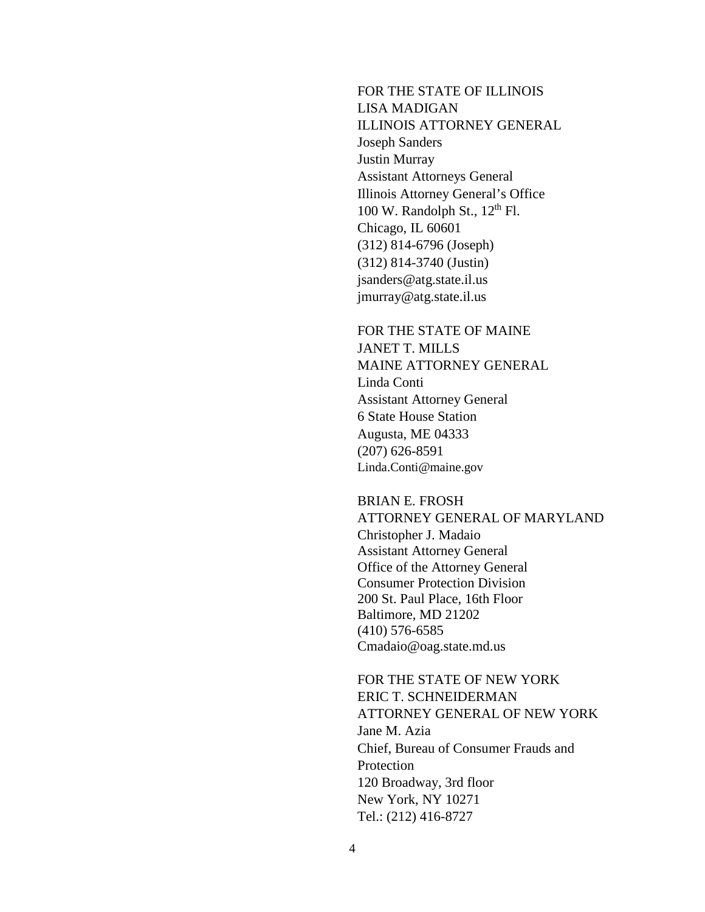FOR THE STATE OF ILLINOIS
LISA MADIGAN
ILLINOIS ATTORNEY GENERAL
Joseph Sanders
Justin Murray
Assistant Attorneys General
Illinois Attorney General's Office
100 W. Randolph St., 12th Fl.
Chicago, IL 60601
(312) 814-6796 (Joseph)
(312) 814-3740 (Justin)
jsanders@atg.state.il.us
jmurray@atg.state.il.us

FOR THE STATE OF MAINE
JANET T. MILLS
MAINE ATTORNEY GENERAL
Linda Conti
Assistant Attorney General
6 State House Station
Augusta, ME 04333
(207) 626-8591
Linda.Conti@maine.gov

BRIAN E. FROSH
ATTORNEY GENERAL OF MARYLAND
Christopher J. Madaio
Assistant Attorney General
Office of the Attorney General
Consumer Protection Division
200 St. Paul Place, 16th Floor
Baltimore, MD 21202
(410) 576-6585
Cmadaio@oag.state.md.us

FOR THE STATE OF NEW YORK
ERIC T. SCHNEIDERMAN
ATTORNEY GENERAL OF NEW YORK
Jane M. Azia
Chief, Bureau of Consumer Frauds and Protection
120 Broadway, 3rd floor
New York, NY 10271
Tel.: (212) 416-8727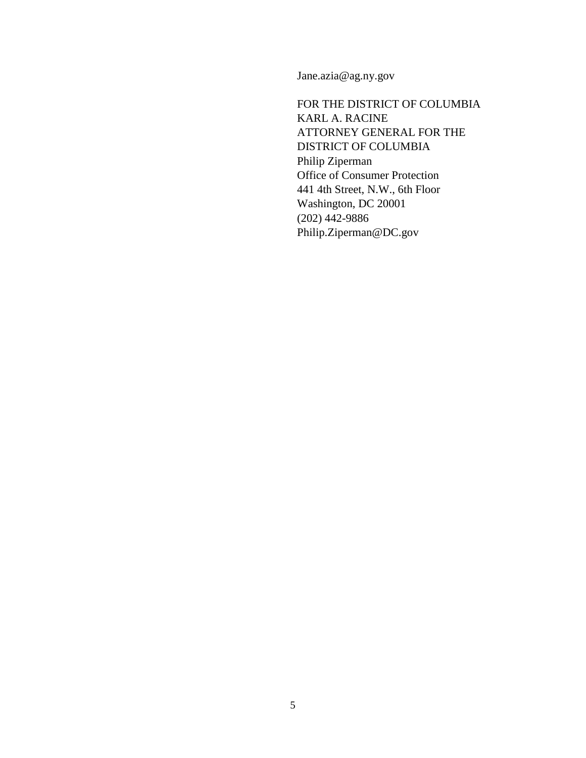Jane.azia@ag.ny.gov

FOR THE DISTRICT OF COLUMBIA
KARL A. RACINE
ATTORNEY GENERAL FOR THE
DISTRICT OF COLUMBIA
Philip Ziperman
Office of Consumer Protection
441 4th Street, N.W., 6th Floor
Washington, DC 20001
(202) 442-9886
Philip.Ziperman@DC.gov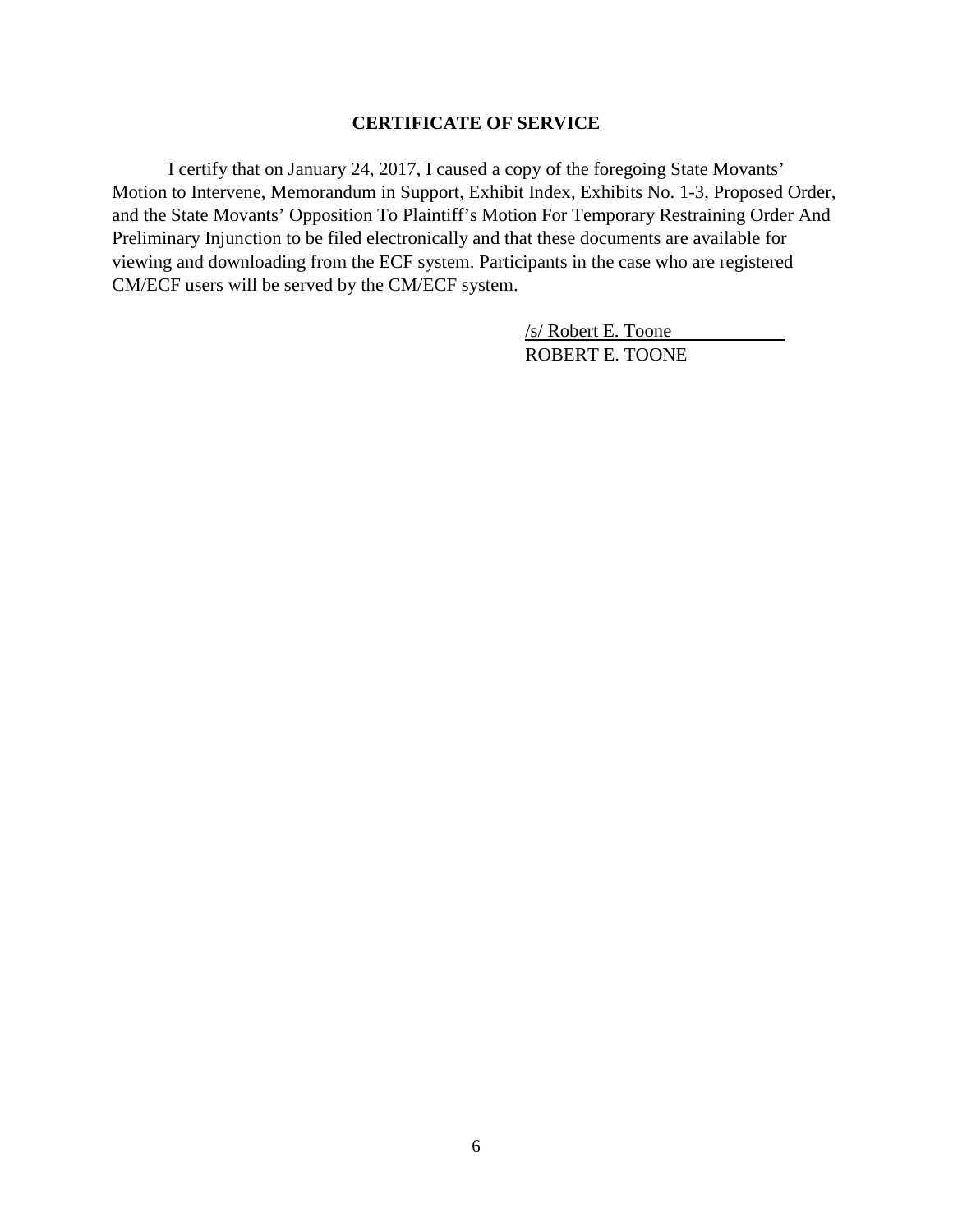## CERTIFICATE OF SERVICE

I certify that on January 24, 2017, I caused a copy of the foregoing State Movants' Motion to Intervene, Memorandum in Support, Exhibit Index, Exhibits No. 1-3, Proposed Order, and the State Movants' Opposition To Plaintiff's Motion For Temporary Restraining Order And Preliminary Injunction to be filed electronically and that these documents are available for viewing and downloading from the ECF system. Participants in the case who are registered CM/ECF users will be served by the CM/ECF system.

/s/ Robert E. Toone
ROBERT E. TOONE